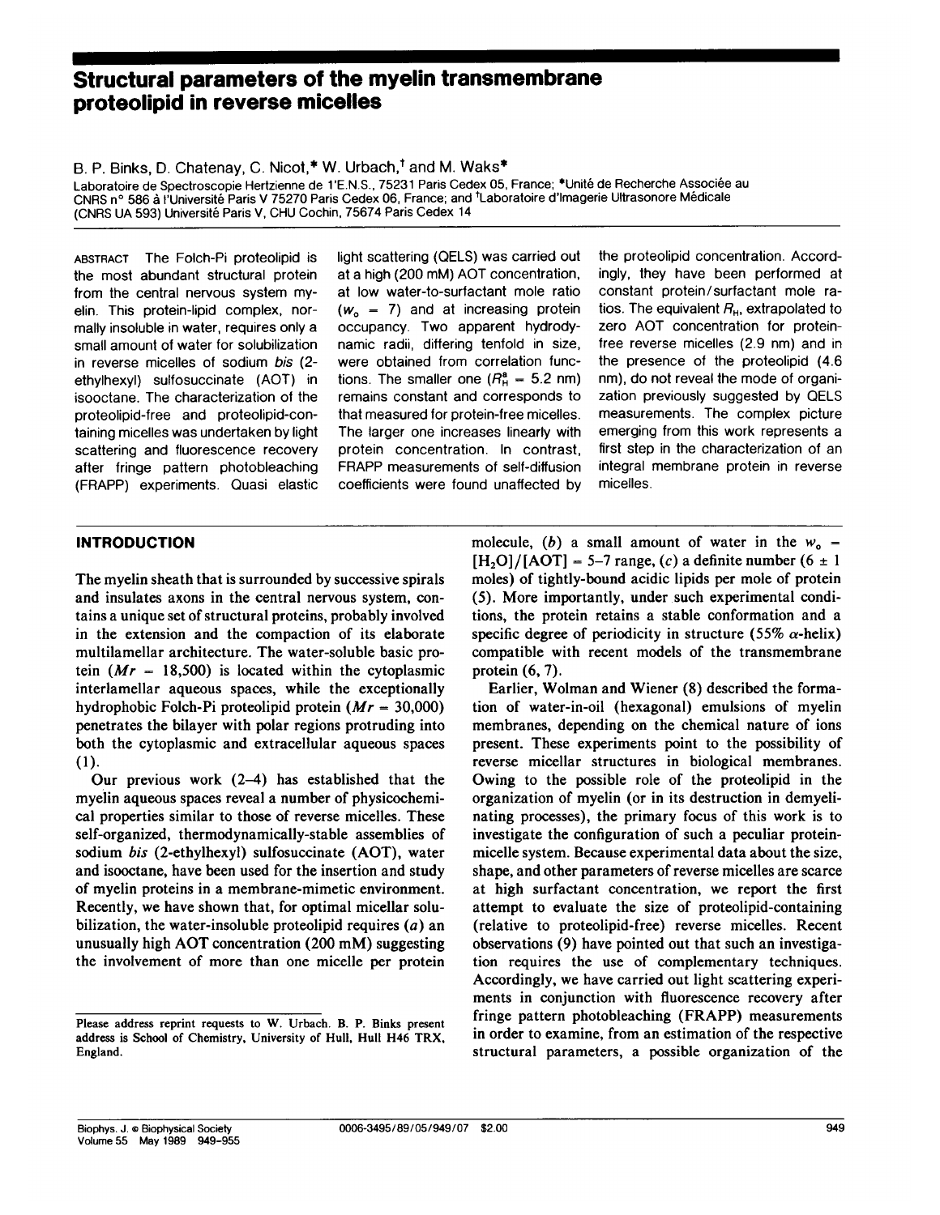# Structural parameters of the myelin transmembrane proteolipid in reverse micelles

B. P. Binks, D. Chatenay, C. Nicot,* W. Urbach,[†] and M. Waks*

Laboratoire de Spectroscopie Hertzienne de 1'E.N.S., 75231 Paris Cedex 05, France; *Unité de Recherche Associée au CNRS n° 586 à l'Université Paris V 75270 Paris Cedex 06, France; and [†]Laboratoire d'Imagerie Ultrasonore Médicale (CNRS UA 593) Université Paris V, CHU Cochin, 75674 Paris Cedex 14

ABSTRACT The Folch-Pi proteolipid is the most abundant structural protein from the central nervous system myelin. This protein-lipid complex, normally insoluble in water, requires only a small amount of water for solubilization in reverse micelles of sodium *bis* (2-ethylhexyl) sulfosuccinate (AOT) in isooctane. The characterization of the proteolipid-free and proteolipid-containing micelles was undertaken by light scattering and fluorescence recovery after fringe pattern photobleaching (FRAPP) experiments. Quasi elastic light scattering (QELS) was carried out at a high (200 mM) AOT concentration, at low water-to-surfactant mole ratio ($w_o$ = 7) and at increasing protein occupancy. Two apparent hydrodynamic radii, differing tenfold in size, were obtained from correlation functions. The smaller one ($R_H^e$ = 5.2 nm) remains constant and corresponds to that measured for protein-free micelles. The larger one increases linearly with protein concentration. In contrast, FRAPP measurements of self-diffusion coefficients were found unaffected by the proteolipid concentration. Accordingly, they have been performed at constant protein/surfactant mole ratios. The equivalent $R_H$, extrapolated to zero AOT concentration for protein-free reverse micelles (2.9 nm) and in the presence of the proteolipid (4.6 nm), do not reveal the mode of organization previously suggested by QELS measurements. The complex picture emerging from this work represents a first step in the characterization of an integral membrane protein in reverse micelles.

## INTRODUCTION

The myelin sheath that is surrounded by successive spirals and insulates axons in the central nervous system, contains a unique set of structural proteins, probably involved in the extension and the compaction of its elaborate multilamellar architecture. The water-soluble basic protein ($Mr$ = 18,500) is located within the cytoplasmic interlamellar aqueous spaces, while the exceptionally hydrophobic Folch-Pi proteolipid protein ($Mr$ = 30,000) penetrates the bilayer with polar regions protruding into both the cytoplasmic and extracellular aqueous spaces (1).

Our previous work (2–4) has established that the myelin aqueous spaces reveal a number of physicochemical properties similar to those of reverse micelles. These self-organized, thermodynamically-stable assemblies of sodium *bis* (2-ethylhexyl) sulfosuccinate (AOT), water and isooctane, have been used for the insertion and study of myelin proteins in a membrane-mimetic environment. Recently, we have shown that, for optimal micellar solubilization, the water-insoluble proteolipid requires (*a*) an unusually high AOT concentration (200 mM) suggesting the involvement of more than one micelle per protein molecule, (*b*) a small amount of water in the $w_o = [H_2O]/[AOT]$ = 5–7 range, (*c*) a definite number (6 ± 1 moles) of tightly-bound acidic lipids per mole of protein (5). More importantly, under such experimental conditions, the protein retains a stable conformation and a specific degree of periodicity in structure (55% $\alpha$-helix) compatible with recent models of the transmembrane protein (6, 7).

Earlier, Wolman and Wiener (8) described the formation of water-in-oil (hexagonal) emulsions of myelin membranes, depending on the chemical nature of ions present. These experiments point to the possibility of reverse micellar structures in biological membranes. Owing to the possible role of the proteolipid in the organization of myelin (or in its destruction in demyelinating processes), the primary focus of this work is to investigate the configuration of such a peculiar protein-micelle system. Because experimental data about the size, shape, and other parameters of reverse micelles are scarce at high surfactant concentration, we report the first attempt to evaluate the size of proteolipid-containing (relative to proteolipid-free) reverse micelles. Recent observations (9) have pointed out that such an investigation requires the use of complementary techniques. Accordingly, we have carried out light scattering experiments in conjunction with fluorescence recovery after fringe pattern photobleaching (FRAPP) measurements in order to examine, from an estimation of the respective structural parameters, a possible organization of the

Please address reprint requests to W. Urbach. B. P. Binks present address is School of Chemistry, University of Hull, Hull H46 TRX, England.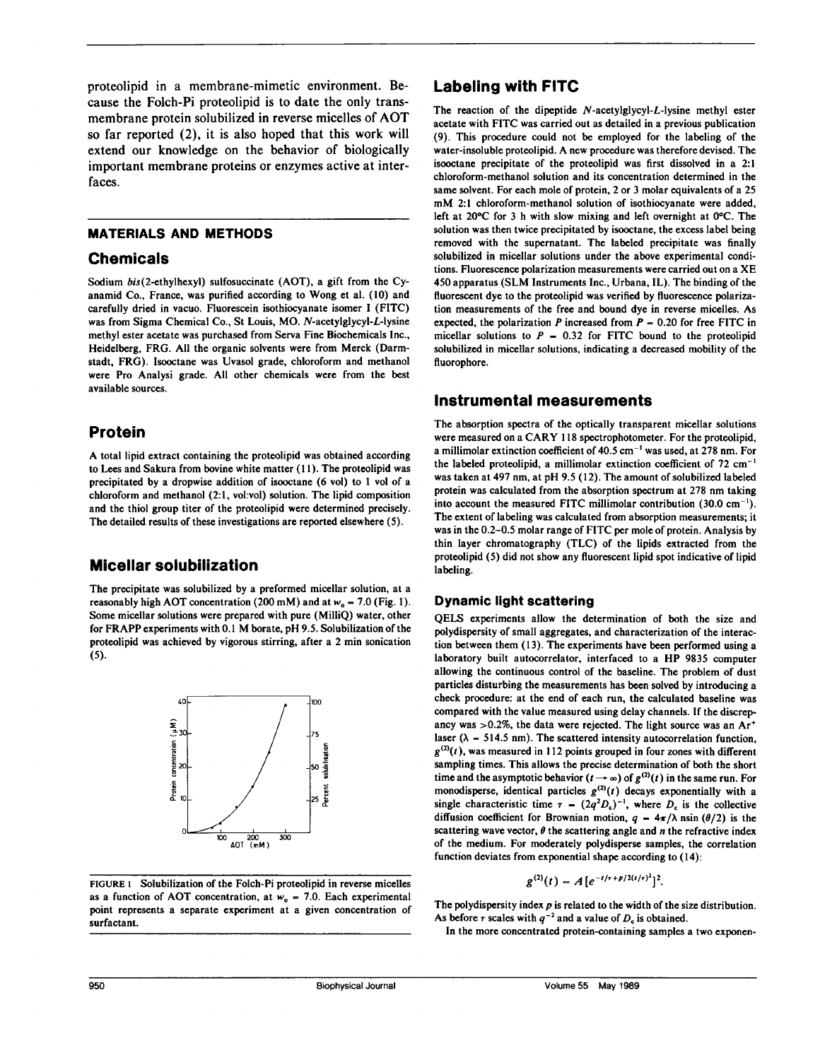proteolipid in a membrane-mimetic environment. Because the Folch-Pi proteolipid is to date the only transmembrane protein solubilized in reverse micelles of AOT so far reported (2), it is also hoped that this work will extend our knowledge on the behavior of biologically important membrane proteins or enzymes active at interfaces.

## MATERIALS AND METHODS

### Chemicals

Sodium *bis*(2-ethylhexyl) sulfosuccinate (AOT), a gift from the Cyanamid Co., France, was purified according to Wong et al. (10) and carefully dried in vacuo. Fluorescein isothiocyanate isomer I (FITC) was from Sigma Chemical Co., St Louis, MO. *N*-acetylglycyl-*L*-lysine methyl ester acetate was purchased from Serva Fine Biochemicals Inc., Heidelberg, FRG. All the organic solvents were from Merck (Darmstadt, FRG). Isooctane was Uvasol grade, chloroform and methanol were Pro Analysi grade. All other chemicals were from the best available sources.

### Protein

A total lipid extract containing the proteolipid was obtained according to Lees and Sakura from bovine white matter (11). The proteolipid was precipitated by a dropwise addition of isooctane (6 vol) to 1 vol of a chloroform and methanol (2:1, vol:vol) solution. The lipid composition and the thiol group titer of the proteolipid were determined precisely. The detailed results of these investigations are reported elsewhere (5).

### Micellar solubilization

The precipitate was solubilized by a preformed micellar solution, at a reasonably high AOT concentration (200 mM) and at $w_o = 7.0$ (Fig. 1). Some micellar solutions were prepared with pure (MilliQ) water, other for FRAPP experiments with 0.1 M borate, pH 9.5. Solubilization of the proteolipid was achieved by vigorous stirring, after a 2 min sonication (5).

FIGURE 1 Solubilization of the Folch-Pi proteolipid in reverse micelles as a function of AOT concentration, at $w_o = 7.0$. Each experimental point represents a separate experiment at a given concentration of surfactant.

### Labeling with FITC

The reaction of the dipeptide *N*-acetylglycyl-*L*-lysine methyl ester acetate with FITC was carried out as detailed in a previous publication (9). This procedure could not be employed for the labeling of the water-insoluble proteolipid. A new procedure was therefore devised. The isooctane precipitate of the proteolipid was first dissolved in a 2:1 chloroform-methanol solution and its concentration determined in the same solvent. For each mole of protein, 2 or 3 molar equivalents of a 25 mM 2:1 chloroform-methanol solution of isothiocyanate were added, left at 20°C for 3 h with slow mixing and left overnight at 0°C. The solution was then twice precipitated by isooctane, the excess label being removed with the supernatant. The labeled precipitate was finally solubilized in micellar solutions under the above experimental conditions. Fluorescence polarization measurements were carried out on a XE 450 apparatus (SLM Instruments Inc., Urbana, IL). The binding of the fluorescent dye to the proteolipid was verified by fluorescence polarization measurements of the free and bound dye in reverse micelles. As expected, the polarization $P$ increased from $P = 0.20$ for free FITC in micellar solutions to $P = 0.32$ for FITC bound to the proteolipid solubilized in micellar solutions, indicating a decreased mobility of the fluorophore.

### Instrumental measurements

The absorption spectra of the optically transparent micellar solutions were measured on a CARY 118 spectrophotometer. For the proteolipid, a millimolar extinction coefficient of 40.5 $cm^{-1}$ was used, at 278 nm. For the labeled proteolipid, a millimolar extinction coefficient of 72 $cm^{-1}$ was taken at 497 nm, at pH 9.5 (12). The amount of solubilized labeled protein was calculated from the absorption spectrum at 278 nm taking into account the measured FITC millimolar contribution (30.0 $cm^{-1}$). The extent of labeling was calculated from absorption measurements; it was in the 0.2–0.5 molar range of FITC per mole of protein. Analysis by thin layer chromatography (TLC) of the lipids extracted from the proteolipid (5) did not show any fluorescent lipid spot indicative of lipid labeling.

#### Dynamic light scattering

QELS experiments allow the determination of both the size and polydispersity of small aggregates, and characterization of the interaction between them (13). The experiments have been performed using a laboratory built autocorrelator, interfaced to a HP 9835 computer allowing the continuous control of the baseline. The problem of dust particles disturbing the measurements has been solved by introducing a check procedure: at the end of each run, the calculated baseline was compared with the value measured using delay channels. If the discrepancy was >0.2%, the data were rejected. The light source was an $Ar^+$ laser ($\lambda = 514.5$ nm). The scattered intensity autocorrelation function, $g^{(2)}(t)$, was measured in 112 points grouped in four zones with different sampling times. This allows the precise determination of both the short time and the asymptotic behavior ($t \rightarrow \infty$) of $g^{(2)}(t)$ in the same run. For monodisperse, identical particles $g^{(2)}(t)$ decays exponentially with a single characteristic time $\tau = (2q^2D_c)^{-1}$, where $D_c$ is the collective diffusion coefficient for Brownian motion, $q = 4\pi/\lambda \, n\sin(\theta/2)$ is the scattering wave vector, $\theta$ the scattering angle and $n$ the refractive index of the medium. For moderately polydisperse samples, the correlation function deviates from exponential shape according to (14):

$$g^{(2)}(t) = A[e^{-t/\tau + p/2(t/\tau)^2}]^2.$$

The polydispersity index $p$ is related to the width of the size distribution. As before $\tau$ scales with $q^{-2}$ and a value of $D_c$ is obtained.

In the more concentrated protein-containing samples a two exponen-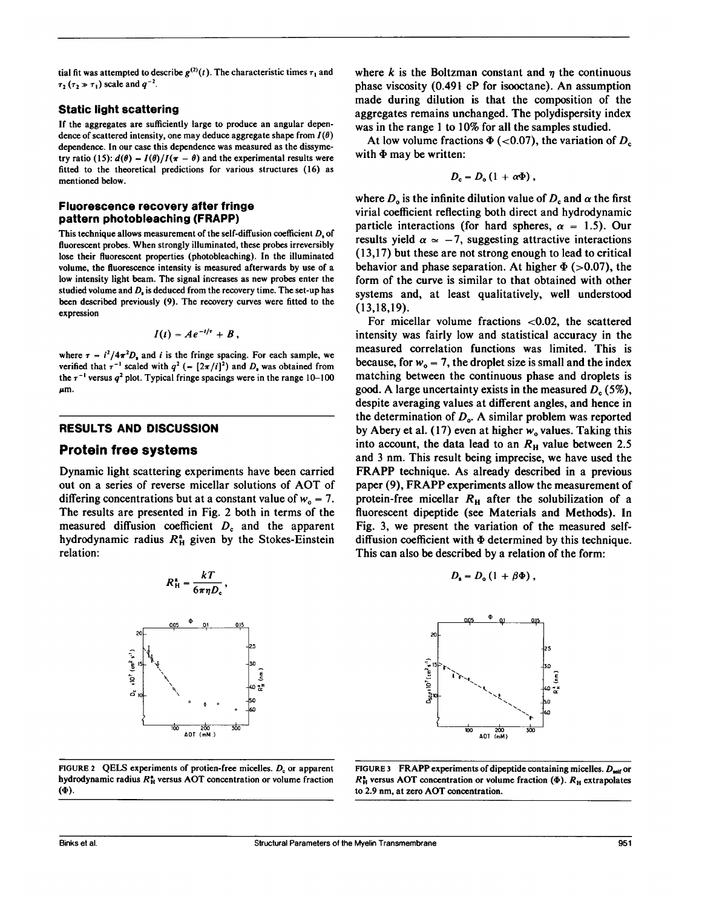tial fit was attempted to describe $g^{(2)}(t)$. The characteristic times $\tau_1$ and $\tau_2$ ($\tau_2 \gg \tau_1$) scale and $q^{-2}$.

### Static light scattering

If the aggregates are sufficiently large to produce an angular dependence of scattered intensity, one may deduce aggregate shape from $I(\theta)$ dependence. In our case this dependence was measured as the dissymetry ratio (15): $d(\theta) = I(\theta)/I(\pi - \theta)$ and the experimental results were fitted to the theoretical predictions for various structures (16) as mentioned below.

### Fluorescence recovery after fringe pattern photobleaching (FRAPP)

This technique allows measurement of the self-diffusion coefficient $D_s$ of fluorescent probes. When strongly illuminated, these probes irreversibly lose their fluorescent properties (photobleaching). In the illuminated volume, the fluorescence intensity is measured afterwards by use of a low intensity light beam. The signal increases as new probes enter the studied volume and $D_s$ is deduced from the recovery time. The set-up has been described previously (9). The recovery curves were fitted to the expression

$$I(t) = Ae^{-t/\tau} + B,$$

where $\tau = i^2/4\pi^2 D_s$ and $i$ is the fringe spacing. For each sample, we verified that $\tau^{-1}$ scaled with $q^2$ ($= [2\pi/i]^2$) and $D_s$ was obtained from the $\tau^{-1}$ versus $q^2$ plot. Typical fringe spacings were in the range 10–100 µm.

## RESULTS AND DISCUSSION

## Protein free systems

Dynamic light scattering experiments have been carried out on a series of reverse micellar solutions of AOT of differing concentrations but at a constant value of $w_o = 7$. The results are presented in Fig. 2 both in terms of the measured diffusion coefficient $D_c$ and the apparent hydrodynamic radius $R_H^a$ given by the Stokes-Einstein relation:

$$R_H^a = \frac{kT}{6\pi\eta D_c},$$

FIGURE 2 QELS experiments of protien-free micelles. $D_c$ or apparent hydrodynamic radius $R_H^a$ versus AOT concentration or volume fraction ($\Phi$).

where $k$ is the Boltzman constant and $\eta$ the continuous phase viscosity (0.491 cP for isooctane). An assumption made during dilution is that the composition of the aggregates remains unchanged. The polydispersity index was in the range 1 to 10% for all the samples studied.

At low volume fractions $\Phi$ (<0.07), the variation of $D_c$ with $\Phi$ may be written:

$$D_c = D_o(1 + \alpha\Phi),$$

where $D_o$ is the infinite dilution value of $D_c$ and $\alpha$ the first virial coefficient reflecting both direct and hydrodynamic particle interactions (for hard spheres, $\alpha = 1.5$). Our results yield $\alpha \simeq -7$, suggesting attractive interactions (13,17) but these are not strong enough to lead to critical behavior and phase separation. At higher $\Phi$ (>0.07), the form of the curve is similar to that obtained with other systems and, at least qualitatively, well understood (13,18,19).

For micellar volume fractions <0.02, the scattered intensity was fairly low and statistical accuracy in the measured correlation functions was limited. This is because, for $w_o = 7$, the droplet size is small and the index matching between the continuous phase and droplets is good. A large uncertainty exists in the measured $D_c$ (5%), despite averaging values at different angles, and hence in the determination of $D_o$. A similar problem was reported by Abery et al. (17) even at higher $w_o$ values. Taking this into account, the data lead to an $R_H$ value between 2.5 and 3 nm. This result being imprecise, we have used the FRAPP technique. As already described in a previous paper (9), FRAPP experiments allow the measurement of protein-free micellar $R_H$ after the solubilization of a fluorescent dipeptide (see Materials and Methods). In Fig. 3, we present the variation of the measured self-diffusion coefficient with $\Phi$ determined by this technique. This can also be described by a relation of the form:

$$D_s = D_o(1 + \beta\Phi),$$

FIGURE 3 FRAPP experiments of dipeptide containing micelles. $D_{self}$ or $R_H^a$ versus AOT concentration or volume fraction ($\Phi$). $R_H$ extrapolates to 2.9 nm, at zero AOT concentration.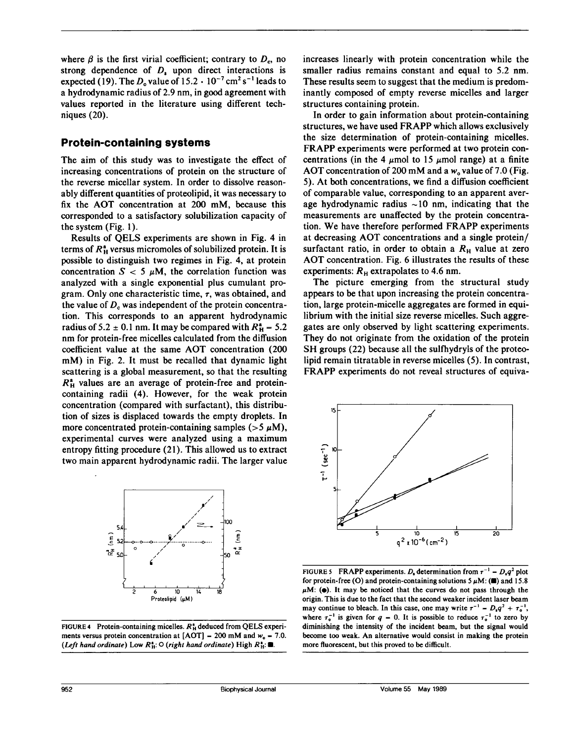where $\beta$ is the first virial coefficient; contrary to $D_c$, no strong dependence of $D_s$ upon direct interactions is expected (19). The $D_o$ value of $15.2 \cdot 10^{-7}\,cm^2\,s^{-1}$ leads to a hydrodynamic radius of 2.9 nm, in good agreement with values reported in the literature using different techniques (20).

## Protein-containing systems

The aim of this study was to investigate the effect of increasing concentrations of protein on the structure of the reverse micellar system. In order to dissolve reasonably different quantities of proteolipid, it was necessary to fix the AOT concentration at 200 mM, because this corresponded to a satisfactory solubilization capacity of the system (Fig. 1).

Results of QELS experiments are shown in Fig. 4 in terms of $R_H^a$ versus micromoles of solubilized protein. It is possible to distinguish two regimes in Fig. 4, at protein concentration $S < 5\ \mu M$, the correlation function was analyzed with a single exponential plus cumulant program. Only one characteristic time, $\tau$, was obtained, and the value of $D_c$ was independent of the protein concentration. This corresponds to an apparent hydrodynamic radius of $5.2 \pm 0.1$ nm. It may be compared with $R_H^a = 5.2$ nm for protein-free micelles calculated from the diffusion coefficient value at the same AOT concentration (200 mM) in Fig. 2. It must be recalled that dynamic light scattering is a global measurement, so that the resulting $R_H^a$ values are an average of protein-free and protein-containing radii (4). However, for the weak protein concentration (compared with surfactant), this distribution of sizes is displaced towards the empty droplets. In more concentrated protein-containing samples ($>5\ \mu M$), experimental curves were analyzed using a maximum entropy fitting procedure (21). This allowed us to extract two main apparent hydrodynamic radii. The larger value increases linearly with protein concentration while the smaller radius remains constant and equal to 5.2 nm. These results seem to suggest that the medium is predominantly composed of empty reverse micelles and larger structures containing protein.

FIGURE 4 Protein-containing micelles. $R_H^a$ deduced from QELS experiments versus protein concentration at [AOT] = 200 mM and $w_o = 7.0$. (*Left hand ordinate*) Low $R_H^a$: ○ (*right hand ordinate*) High $R_H^a$: ■.

In order to gain information about protein-containing structures, we have used FRAPP which allows exclusively the size determination of protein-containing micelles. FRAPP experiments were performed at two protein concentrations (in the 4 $\mu$mol to 15 $\mu$mol range) at a finite AOT concentration of 200 mM and a $w_o$ value of 7.0 (Fig. 5). At both concentrations, we find a diffusion coefficient of comparable value, corresponding to an apparent average hydrodynamic radius ~10 nm, indicating that the measurements are unaffected by the protein concentration. We have therefore performed FRAPP experiments at decreasing AOT concentrations and a single protein/surfactant ratio, in order to obtain a $R_H$ value at zero AOT concentration. Fig. 6 illustrates the results of these experiments: $R_H$ extrapolates to 4.6 nm.

The picture emerging from the structural study appears to be that upon increasing the protein concentration, large protein-micelle aggregates are formed in equilibrium with the initial size reverse micelles. Such aggregates are only observed by light scattering experiments. They do not originate from the oxidation of the protein SH groups (22) because all the sulfhydryls of the proteolipid remain titratable in reverse micelles (5). In contrast, FRAPP experiments do not reveal structures of equiva-

FIGURE 5 FRAPP experiments. $D_s$ determination from $\tau^{-1} = D_s q^2$ plot for protein-free (O) and protein-containing solutions 5 $\mu$M: (■) and 15.8 $\mu$M: (●). It may be noticed that the curves do not pass through the origin. This is due to the fact that the second weaker incident laser beam may continue to bleach. In this case, one may write $\tau^{-1} = D_s q^2 + \tau_o^{-1}$, where $\tau_o^{-1}$ is given for $q = 0$. It is possible to reduce $\tau_o^{-1}$ to zero by diminishing the intensity of the incident beam, but the signal would become too weak. An alternative would consist in making the protein more fluorescent, but this proved to be difficult.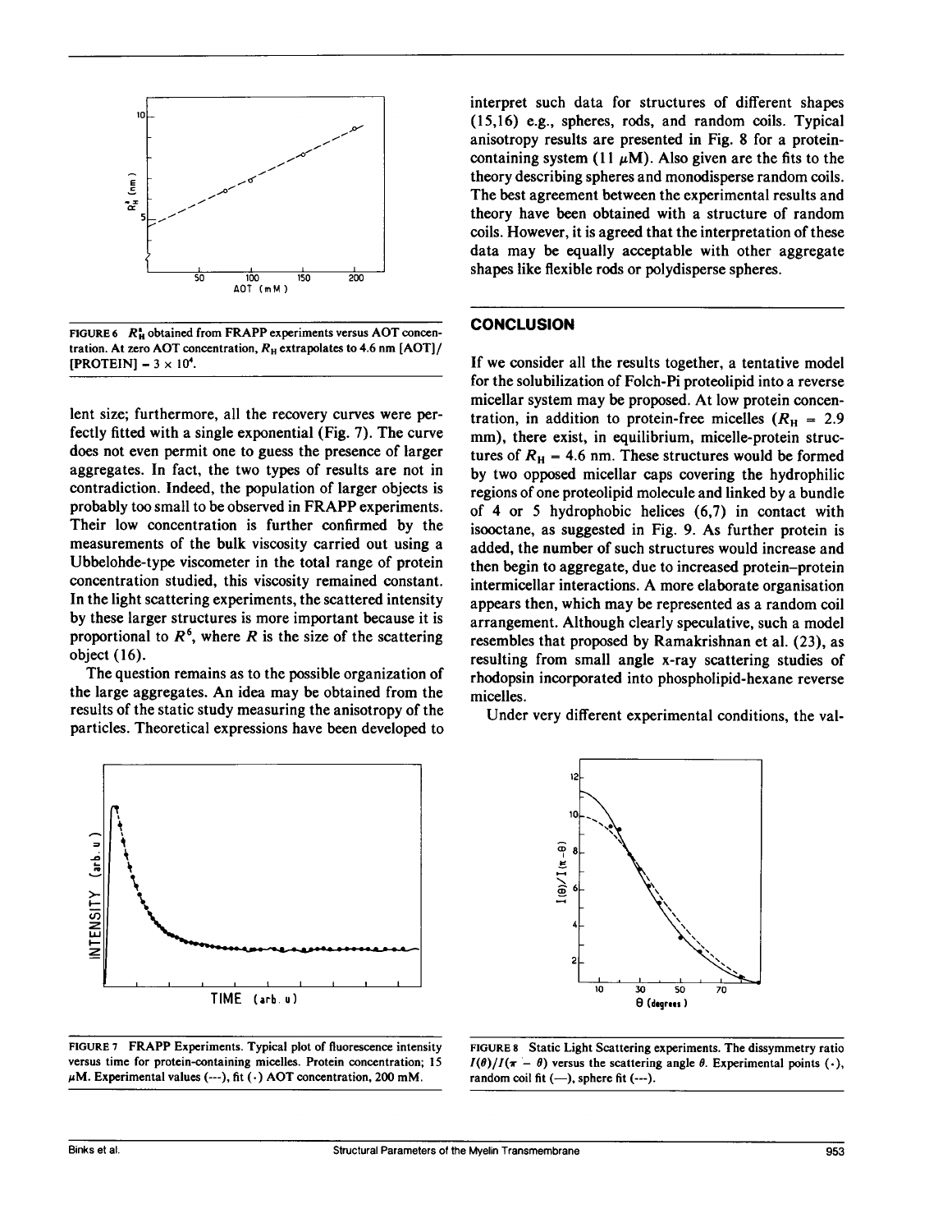FIGURE 6 $R_H^*$ obtained from FRAPP experiments versus AOT concentration. At zero AOT concentration, $R_H$ extrapolates to 4.6 nm [AOT]/[PROTEIN] = $3 \times 10^4$.

lent size; furthermore, all the recovery curves were perfectly fitted with a single exponential (Fig. 7). The curve does not even permit one to guess the presence of larger aggregates. In fact, the two types of results are not in contradiction. Indeed, the population of larger objects is probably too small to be observed in FRAPP experiments. Their low concentration is further confirmed by the measurements of the bulk viscosity carried out using a Ubbelohde-type viscometer in the total range of protein concentration studied, this viscosity remained constant. In the light scattering experiments, the scattered intensity by these larger structures is more important because it is proportional to $R^6$, where $R$ is the size of the scattering object (16).

The question remains as to the possible organization of the large aggregates. An idea may be obtained from the results of the static study measuring the anisotropy of the particles. Theoretical expressions have been developed to interpret such data for structures of different shapes (15,16) e.g., spheres, rods, and random coils. Typical anisotropy results are presented in Fig. 8 for a protein-containing system (11 μM). Also given are the fits to the theory describing spheres and monodisperse random coils. The best agreement between the experimental results and theory have been obtained with a structure of random coils. However, it is agreed that the interpretation of these data may be equally acceptable with other aggregate shapes like flexible rods or polydisperse spheres.

## CONCLUSION

If we consider all the results together, a tentative model for the solubilization of Folch-Pi proteolipid into a reverse micellar system may be proposed. At low protein concentration, in addition to protein-free micelles ($R_H$ = 2.9 mm), there exist, in equilibrium, micelle-protein structures of $R_H$ = 4.6 nm. These structures would be formed by two opposed micellar caps covering the hydrophilic regions of one proteolipid molecule and linked by a bundle of 4 or 5 hydrophobic helices (6,7) in contact with isooctane, as suggested in Fig. 9. As further protein is added, the number of such structures would increase and then begin to aggregate, due to increased protein–protein intermicellar interactions. A more elaborate organisation appears then, which may be represented as a random coil arrangement. Although clearly speculative, such a model resembles that proposed by Ramakrishnan et al. (23), as resulting from small angle x-ray scattering studies of rhodopsin incorporated into phospholipid-hexane reverse micelles.

Under very different experimental conditions, the val-

FIGURE 7 FRAPP Experiments. Typical plot of fluorescence intensity versus time for protein-containing micelles. Protein concentration; 15 μM. Experimental values (---), fit (·) AOT concentration, 200 mM.

FIGURE 8 Static Light Scattering experiments. The dissymmetry ratio $I(\theta)/I(\pi - \theta)$ versus the scattering angle $\theta$. Experimental points (·), random coil fit (—), sphere fit (---).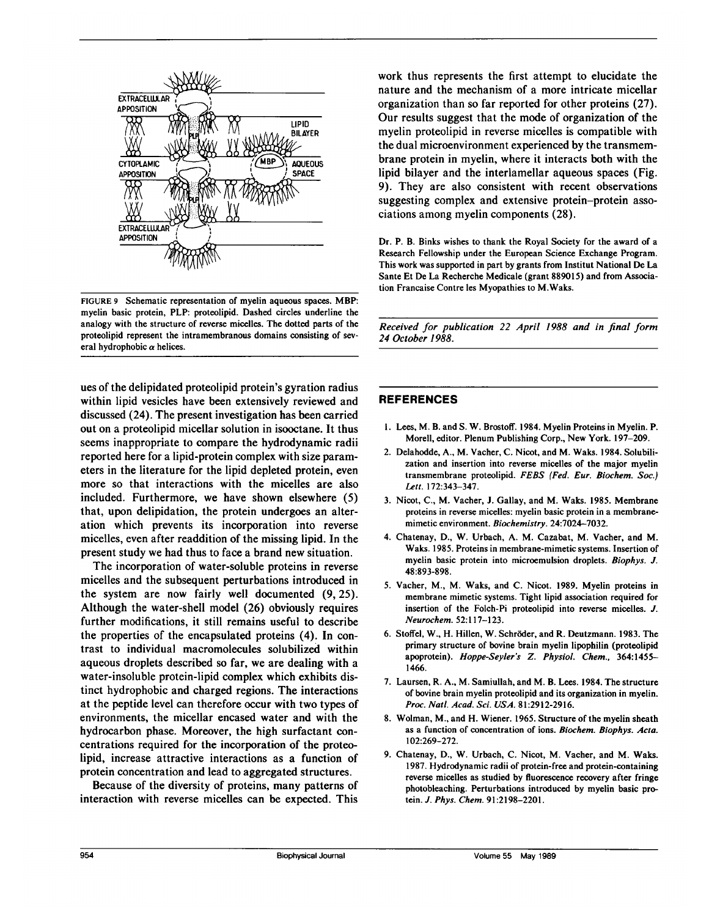FIGURE 9 Schematic representation of myelin aqueous spaces. MBP: myelin basic protein, PLP: proteolipid. Dashed circles underline the analogy with the structure of reverse micelles. The dotted parts of the proteolipid represent the intramembranous domains consisting of several hydrophobic α helices.

ues of the delipidated proteolipid protein's gyration radius within lipid vesicles have been extensively reviewed and discussed (24). The present investigation has been carried out on a proteolipid micellar solution in isooctane. It thus seems inappropriate to compare the hydrodynamic radii reported here for a lipid-protein complex with size parameters in the literature for the lipid depleted protein, even more so that interactions with the micelles are also included. Furthermore, we have shown elsewhere (5) that, upon delipidation, the protein undergoes an alteration which prevents its incorporation into reverse micelles, even after readdition of the missing lipid. In the present study we had thus to face a brand new situation.

The incorporation of water-soluble proteins in reverse micelles and the subsequent perturbations introduced in the system are now fairly well documented (9, 25). Although the water-shell model (26) obviously requires further modifications, it still remains useful to describe the properties of the encapsulated proteins (4). In contrast to individual macromolecules solubilized within aqueous droplets described so far, we are dealing with a water-insoluble protein-lipid complex which exhibits distinct hydrophobic and charged regions. The interactions at the peptide level can therefore occur with two types of environments, the micellar encased water and with the hydrocarbon phase. Moreover, the high surfactant concentrations required for the incorporation of the proteolipid, increase attractive interactions as a function of protein concentration and lead to aggregated structures.

Because of the diversity of proteins, many patterns of interaction with reverse micelles can be expected. This work thus represents the first attempt to elucidate the nature and the mechanism of a more intricate micellar organization than so far reported for other proteins (27). Our results suggest that the mode of organization of the myelin proteolipid in reverse micelles is compatible with the dual microenvironment experienced by the transmembrane protein in myelin, where it interacts both with the lipid bilayer and the interlamellar aqueous spaces (Fig. 9). They are also consistent with recent observations suggesting complex and extensive protein–protein associations among myelin components (28).

Dr. P. B. Binks wishes to thank the Royal Society for the award of a Research Fellowship under the European Science Exchange Program. This work was supported in part by grants from Institut National De La Sante Et De La Recherche Medicale (grant 889015) and from Association Francaise Contre les Myopathies to M.Waks.

*Received for publication 22 April 1988 and in final form 24 October 1988.*

## REFERENCES

1. Lees, M. B. and S. W. Brostoff. 1984. Myelin Proteins in Myelin. P. Morell, editor. Plenum Publishing Corp., New York. 197–209.
2. Delahodde, A., M. Vacher, C. Nicot, and M. Waks. 1984. Solubilization and insertion into reverse micelles of the major myelin transmembrane proteolipid. *FEBS (Fed. Eur. Biochem. Soc.) Lett.* 172:343–347.
3. Nicot, C., M. Vacher, J. Gallay, and M. Waks. 1985. Membrane proteins in reverse micelles: myelin basic protein in a membrane-mimetic environment. *Biochemistry.* 24:7024–7032.
4. Chatenay, D., W. Urbach, A. M. Cazabat, M. Vacher, and M. Waks. 1985. Proteins in membrane-mimetic systems. Insertion of myelin basic protein into microemulsion droplets. *Biophys. J.* 48:893–898.
5. Vacher, M., M. Waks, and C. Nicot. 1989. Myelin proteins in membrane mimetic systems. Tight lipid association required for insertion of the Folch-Pi proteolipid into reverse micelles. *J. Neurochem.* 52:117–123.
6. Stoffel, W., H. Hillen, W. Schröder, and R. Deutzmann. 1983. The primary structure of bovine brain myelin lipophilin (proteolipid apoprotein). *Hoppe-Seyler's Z. Physiol. Chem.,* 364:1455–1466.
7. Laursen, R. A., M. Samiullah, and M. B. Lees. 1984. The structure of bovine brain myelin proteolipid and its organization in myelin. *Proc. Natl. Acad. Sci. USA.* 81:2912-2916.
8. Wolman, M., and H. Wiener. 1965. Structure of the myelin sheath as a function of concentration of ions. *Biochem. Biophys. Acta.* 102:269–272.
9. Chatenay, D., W. Urbach, C. Nicot, M. Vacher, and M. Waks. 1987. Hydrodynamic radii of protein-free and protein-containing reverse micelles as studied by fluorescence recovery after fringe photobleaching. Perturbations introduced by myelin basic protein. *J. Phys. Chem.* 91:2198–2201.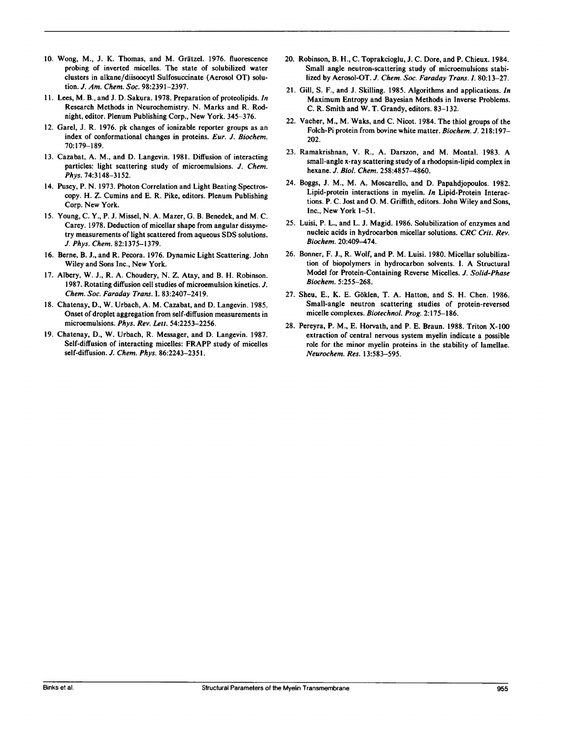10. Wong, M., J. K. Thomas, and M. Grätzel. 1976. fluorescence probing of inverted micelles. The state of solubilized water clusters in alkane/diisoocytl Sulfosuccinate (Aerosol OT) solution. *J. Am. Chem. Soc.* 98:2391–2397.

11. Lees, M. B., and J. D. Sakura. 1978. Preparation of proteolipids. *In* Research Methods in Neurochemistry. N. Marks and R. Rodnight, editor. Plenum Publishing Corp., New York. 345–376.

12. Garel, J. R. 1976. pk changes of ionizable reporter groups as an index of conformational changes in proteins. *Eur. J. Biochem.* 70:179–189.

13. Cazabat, A. M., and D. Langevin. 1981. Diffusion of interacting particles: light scattering study of microemulsions. *J. Chem. Phys.* 74:3148–3152.

14. Pusey, P. N. 1973. Photon Correlation and Light Beating Spectroscopy. H. Z. Cumins and E. R. Pike, editors. Plenum Publishing Corp. New York.

15. Young, C. Y., P. J. Missel, N. A. Mazer, G. B. Benedek, and M. C. Carey. 1978. Deduction of micellar shape from angular dissymetry measurements of light scattered from aqueous SDS solutions. *J. Phys. Chem.* 82:1375–1379.

16. Berne, B. J., and R. Pecora. 1976. Dynamic Light Scattering. John Wiley and Sons Inc., New York.

17. Albery, W. J., R. A. Choudery, N. Z. Atay, and B. H. Robinson. 1987. Rotating diffusion cell studies of microemulsion kinetics. *J. Chem. Soc. Faraday Trans.* I. 83:2407–2419.

18. Chatenay, D., W. Urbach, A. M. Cazabat, and D. Langevin. 1985. Onset of droplet aggregation from self-diffusion measurements in microemulsions. *Phys. Rev. Lett.* 54:2253–2256.

19. Chatenay, D., W. Urbach, R. Messager, and D. Langevin. 1987. Self-diffusion of interacting micelles: FRAPP study of micelles self-diffusion. *J. Chem. Phys.* 86:2243–2351.

20. Robinson, B. H., C. Toprakcioglu, J. C. Dore, and P. Chieux. 1984. Small angle neutron-scattering study of microemulsions stabilized by Aerosol-OT. *J. Chem. Soc. Faraday Trans. I.* 80:13–27.

21. Gill, S. F., and J. Skilling. 1985. Algorithms and applications. *In* Maximum Entropy and Bayesian Methods in Inverse Problems. C. R. Smith and W. T. Grandy, editors. 83–132.

22. Vacher, M., M. Waks, and C. Nicot. 1984. The thiol groups of the Folch-Pi protein from bovine white matter. *Biochem. J.* 218:197–202.

23. Ramakrishnan, V. R., A. Darszon, and M. Montal. 1983. A small-angle x-ray scattering study of a rhodopsin-lipid complex in hexane. *J. Biol. Chem.* 258:4857–4860.

24. Boggs, J. M., M. A. Moscarello, and D. Papahdjopoulos. 1982. Lipid-protein interactions in myelin. *In* Lipid-Protein Interactions. P. C. Jost and O. M. Griffith, editors. John Wiley and Sons, Inc., New York 1–51.

25. Luisi, P. L., and L. J. Magid. 1986. Solubilization of enzymes and nucleic acids in hydrocarbon micellar solutions. *CRC Crit. Rev. Biochem.* 20:409–474.

26. Bonner, F. J., R. Wolf, and P. M. Luisi. 1980. Micellar solubilization of biopolymers in hydrocarbon solvents. I. A Structural Model for Protein-Containing Reverse Micelles. *J. Solid-Phase Biochem.* 5:255–268.

27. Sheu, E., K. E. Göklen, T. A. Hatton, and S. H. Chen. 1986. Small-angle neutron scattering studies of protein-reversed micelle complexes. *Biotechnol. Prog.* 2:175–186.

28. Pereyra, P. M., E. Horvath, and P. E. Braun. 1988. Triton X-100 extraction of central nervous system myelin indicate a possible role for the minor myelin proteins in the stability of lamellae. *Neurochem. Res.* 13:583–595.